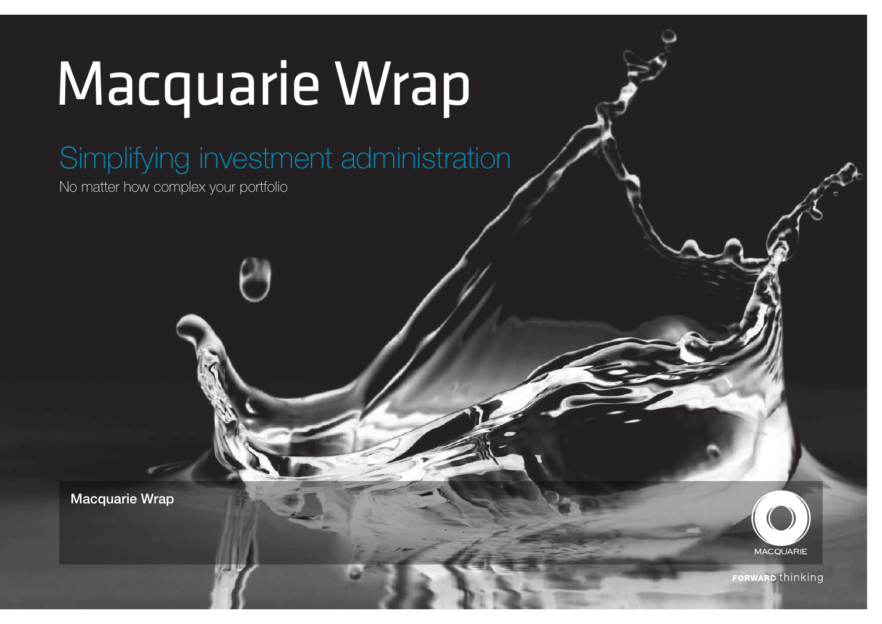# Macquarie Wrap

## Simplifying investment administration

No matter how complex your portfolio

**Macquarie Wrap**

MACQUARIE

**FORWARD** thinking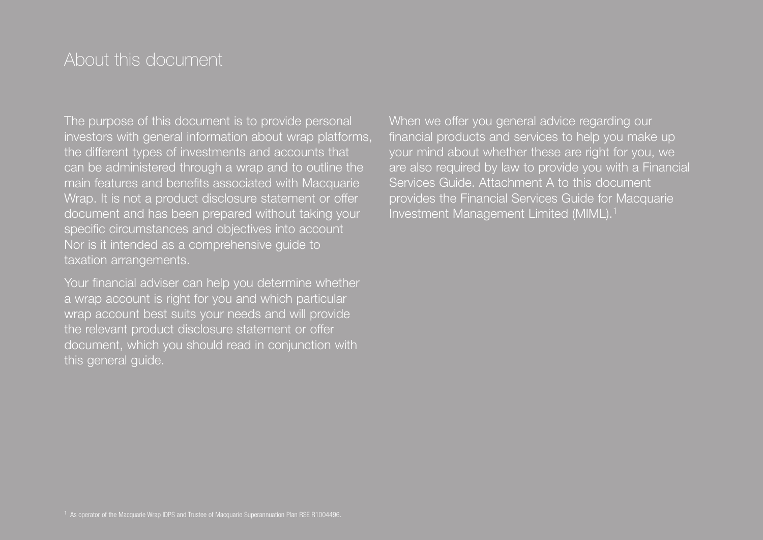# About this document

The purpose of this document is to provide personal investors with general information about wrap platforms, the different types of investments and accounts that can be administered through a wrap and to outline the main features and benefits associated with Macquarie Wrap. It is not a product disclosure statement or offer document and has been prepared without taking your specific circumstances and objectives into account Nor is it intended as a comprehensive guide to taxation arrangements.

Your financial adviser can help you determine whether a wrap account is right for you and which particular wrap account best suits your needs and will provide the relevant product disclosure statement or offer document, which you should read in conjunction with this general guide.

When we offer you general advice regarding our financial products and services to help you make up your mind about whether these are right for you, we are also required by law to provide you with a Financial Services Guide. Attachment A to this document provides the Financial Services Guide for Macquarie Investment Management Limited (MIML).[1]

[1] As operator of the Macquarie Wrap IDPS and Trustee of Macquarie Superannuation Plan RSE R1004496.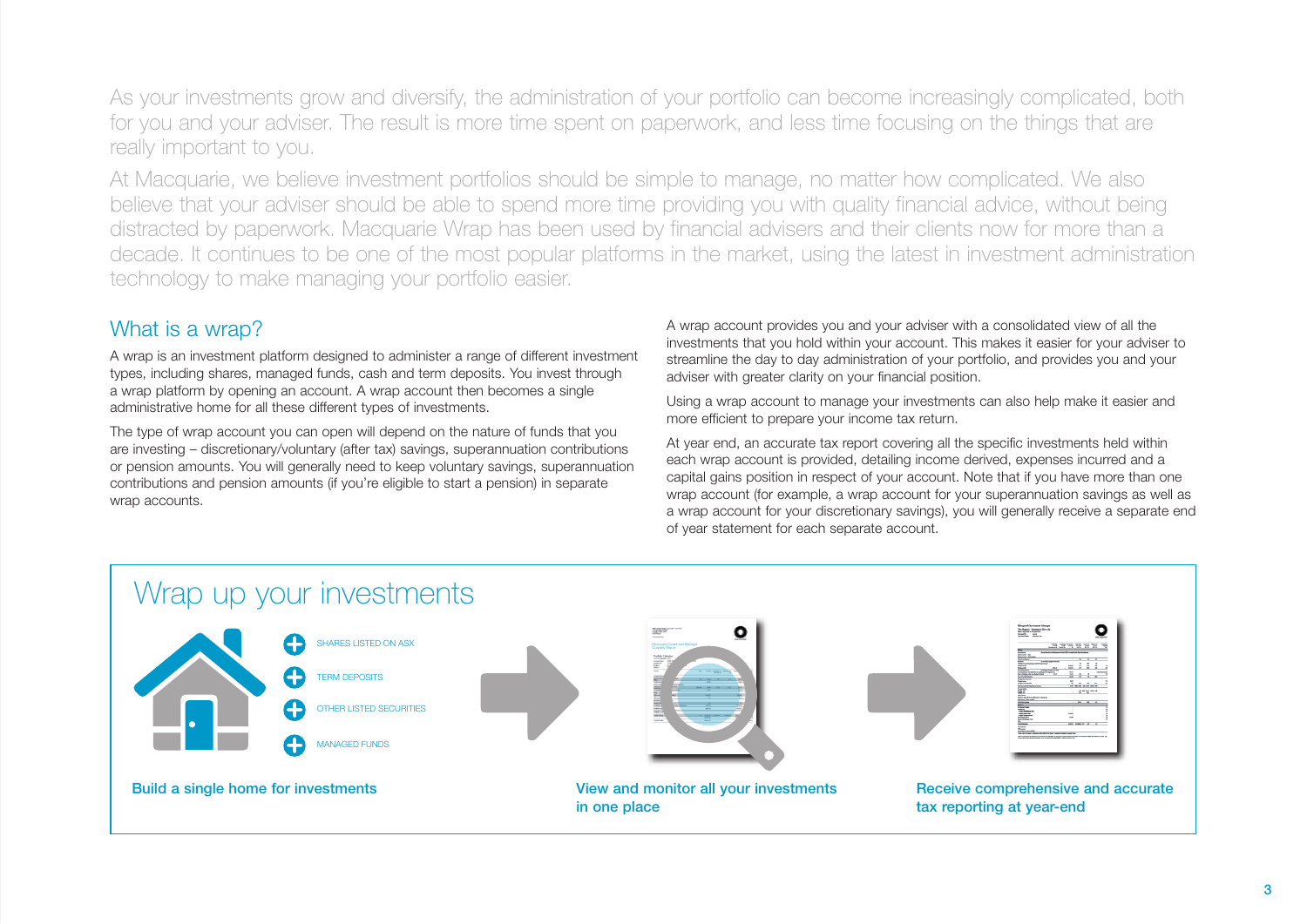As your investments grow and diversify, the administration of your portfolio can become increasingly complicated, both for you and your adviser. The result is more time spent on paperwork, and less time focusing on the things that are really important to you.

At Macquarie, we believe investment portfolios should be simple to manage, no matter how complicated. We also believe that your adviser should be able to spend more time providing you with quality financial advice, without being distracted by paperwork. Macquarie Wrap has been used by financial advisers and their clients now for more than a decade. It continues to be one of the most popular platforms in the market, using the latest in investment administration technology to make managing your portfolio easier.

## What is a wrap?

A wrap is an investment platform designed to administer a range of different investment types, including shares, managed funds, cash and term deposits. You invest through a wrap platform by opening an account. A wrap account then becomes a single administrative home for all these different types of investments.

The type of wrap account you can open will depend on the nature of funds that you are investing – discretionary/voluntary (after tax) savings, superannuation contributions or pension amounts. You will generally need to keep voluntary savings, superannuation contributions and pension amounts (if you're eligible to start a pension) in separate wrap accounts.

A wrap account provides you and your adviser with a consolidated view of all the investments that you hold within your account. This makes it easier for your adviser to streamline the day to day administration of your portfolio, and provides you and your adviser with greater clarity on your financial position.

Using a wrap account to manage your investments can also help make it easier and more efficient to prepare your income tax return.

At year end, an accurate tax report covering all the specific investments held within each wrap account is provided, detailing income derived, expenses incurred and a capital gains position in respect of your account. Note that if you have more than one wrap account (for example, a wrap account for your superannuation savings as well as a wrap account for your discretionary savings), you will generally receive a separate end of year statement for each separate account.

## Wrap up your investments

- SHARES LISTED ON ASX
- TERM DEPOSITS
- OTHER LISTED SECURITIES
- MANAGED FUNDS

**Build a single home for investments**

**View and monitor all your investments in one place**

**Receive comprehensive and accurate tax reporting at year-end**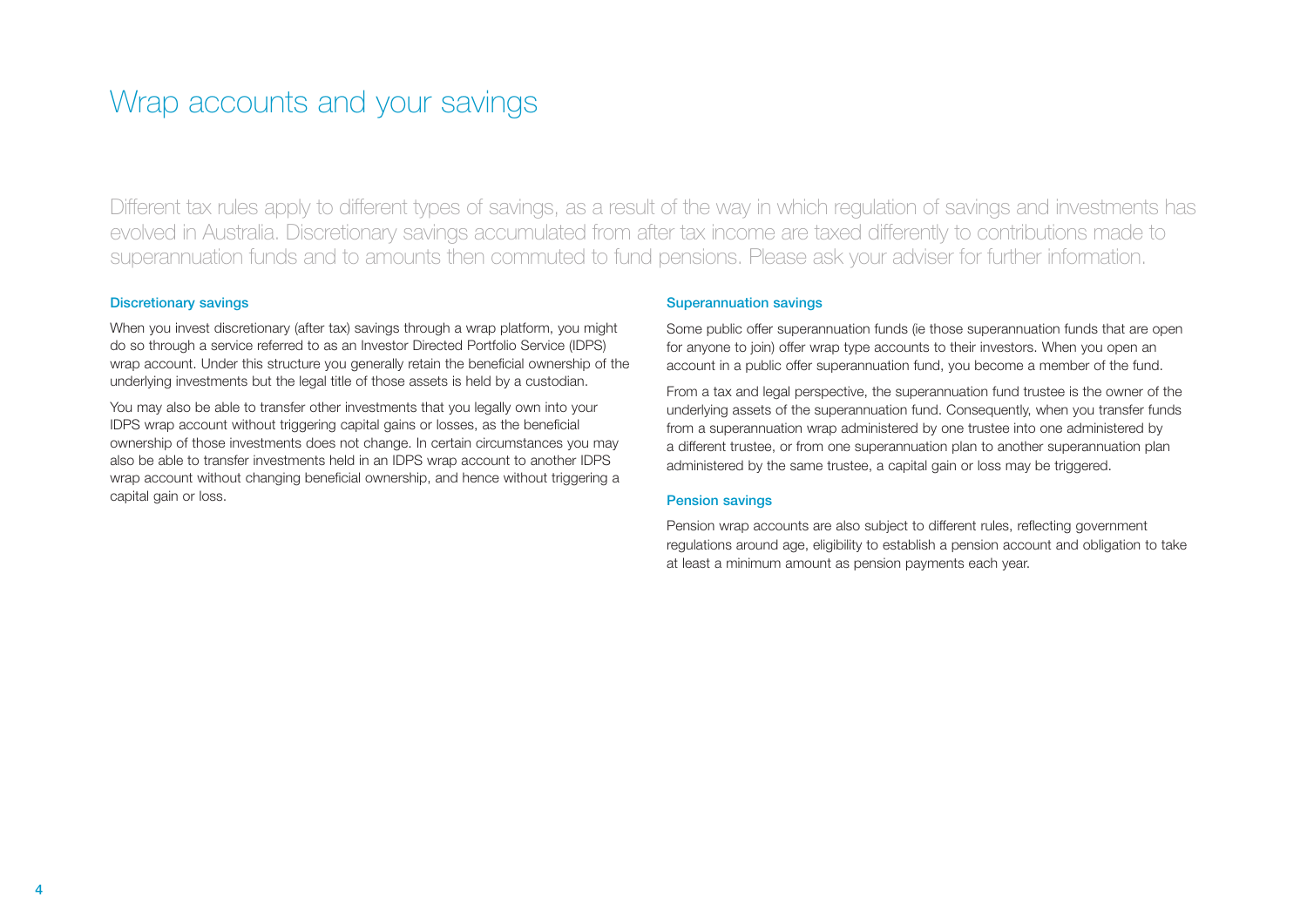# Wrap accounts and your savings

Different tax rules apply to different types of savings, as a result of the way in which regulation of savings and investments has evolved in Australia. Discretionary savings accumulated from after tax income are taxed differently to contributions made to superannuation funds and to amounts then commuted to fund pensions. Please ask your adviser for further information.

### Discretionary savings

When you invest discretionary (after tax) savings through a wrap platform, you might do so through a service referred to as an Investor Directed Portfolio Service (IDPS) wrap account. Under this structure you generally retain the beneficial ownership of the underlying investments but the legal title of those assets is held by a custodian.

You may also be able to transfer other investments that you legally own into your IDPS wrap account without triggering capital gains or losses, as the beneficial ownership of those investments does not change. In certain circumstances you may also be able to transfer investments held in an IDPS wrap account to another IDPS wrap account without changing beneficial ownership, and hence without triggering a capital gain or loss.

### Superannuation savings

Some public offer superannuation funds (ie those superannuation funds that are open for anyone to join) offer wrap type accounts to their investors. When you open an account in a public offer superannuation fund, you become a member of the fund.

From a tax and legal perspective, the superannuation fund trustee is the owner of the underlying assets of the superannuation fund. Consequently, when you transfer funds from a superannuation wrap administered by one trustee into one administered by a different trustee, or from one superannuation plan to another superannuation plan administered by the same trustee, a capital gain or loss may be triggered.

### Pension savings

Pension wrap accounts are also subject to different rules, reflecting government regulations around age, eligibility to establish a pension account and obligation to take at least a minimum amount as pension payments each year.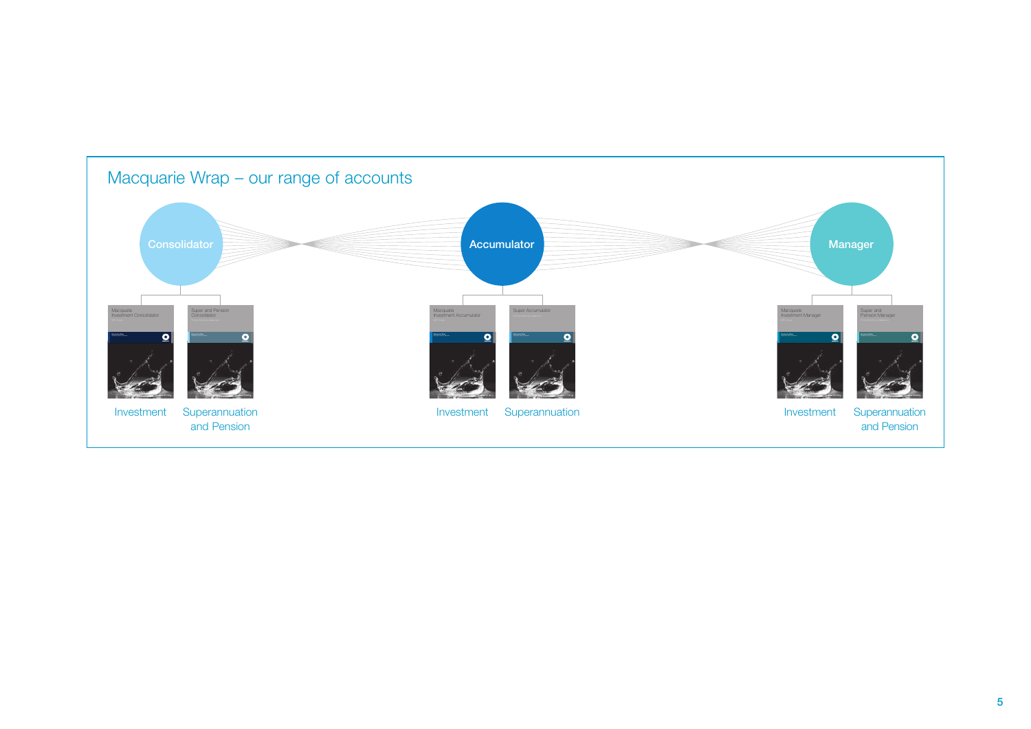## Macquarie Wrap – our range of accounts

**Consolidator**
- Investment
- Superannuation and Pension

**Accumulator**
- Investment
- Superannuation

**Manager**
- Investment
- Superannuation and Pension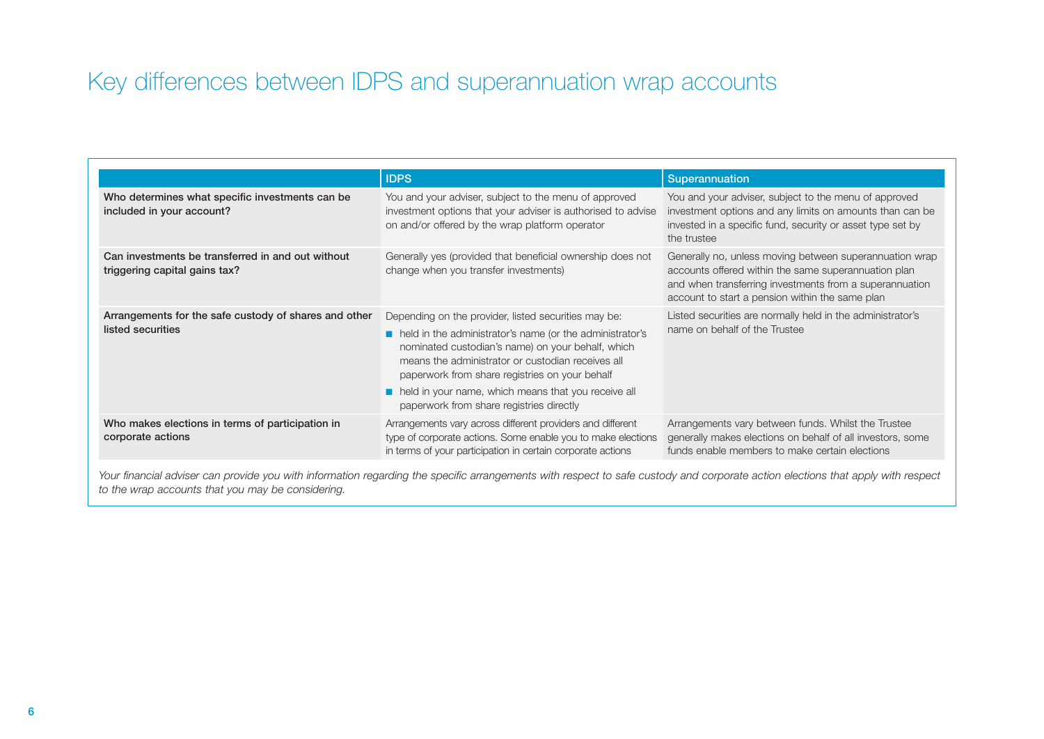# Key differences between IDPS and superannuation wrap accounts

| | IDPS | Superannuation |
|---|---|---|
| **Who determines what specific investments can be included in your account?** | You and your adviser, subject to the menu of approved investment options that your adviser is authorised to advise on and/or offered by the wrap platform operator | You and your adviser, subject to the menu of approved investment options and any limits on amounts than can be invested in a specific fund, security or asset type set by the trustee |
| **Can investments be transferred in and out without triggering capital gains tax?** | Generally yes (provided that beneficial ownership does not change when you transfer investments) | Generally no, unless moving between superannuation wrap accounts offered within the same superannuation plan and when transferring investments from a superannuation account to start a pension within the same plan |
| **Arrangements for the safe custody of shares and other listed securities** | Depending on the provider, listed securities may be:<br>■ held in the administrator's name (or the administrator's nominated custodian's name) on your behalf, which means the administrator or custodian receives all paperwork from share registries on your behalf<br>■ held in your name, which means that you receive all paperwork from share registries directly | Listed securities are normally held in the administrator's name on behalf of the Trustee |
| **Who makes elections in terms of participation in corporate actions** | Arrangements vary across different providers and different type of corporate actions. Some enable you to make elections in terms of your participation in certain corporate actions | Arrangements vary between funds. Whilst the Trustee generally makes elections on behalf of all investors, some funds enable members to make certain elections |

*Your financial adviser can provide you with information regarding the specific arrangements with respect to safe custody and corporate action elections that apply with respect to the wrap accounts that you may be considering.*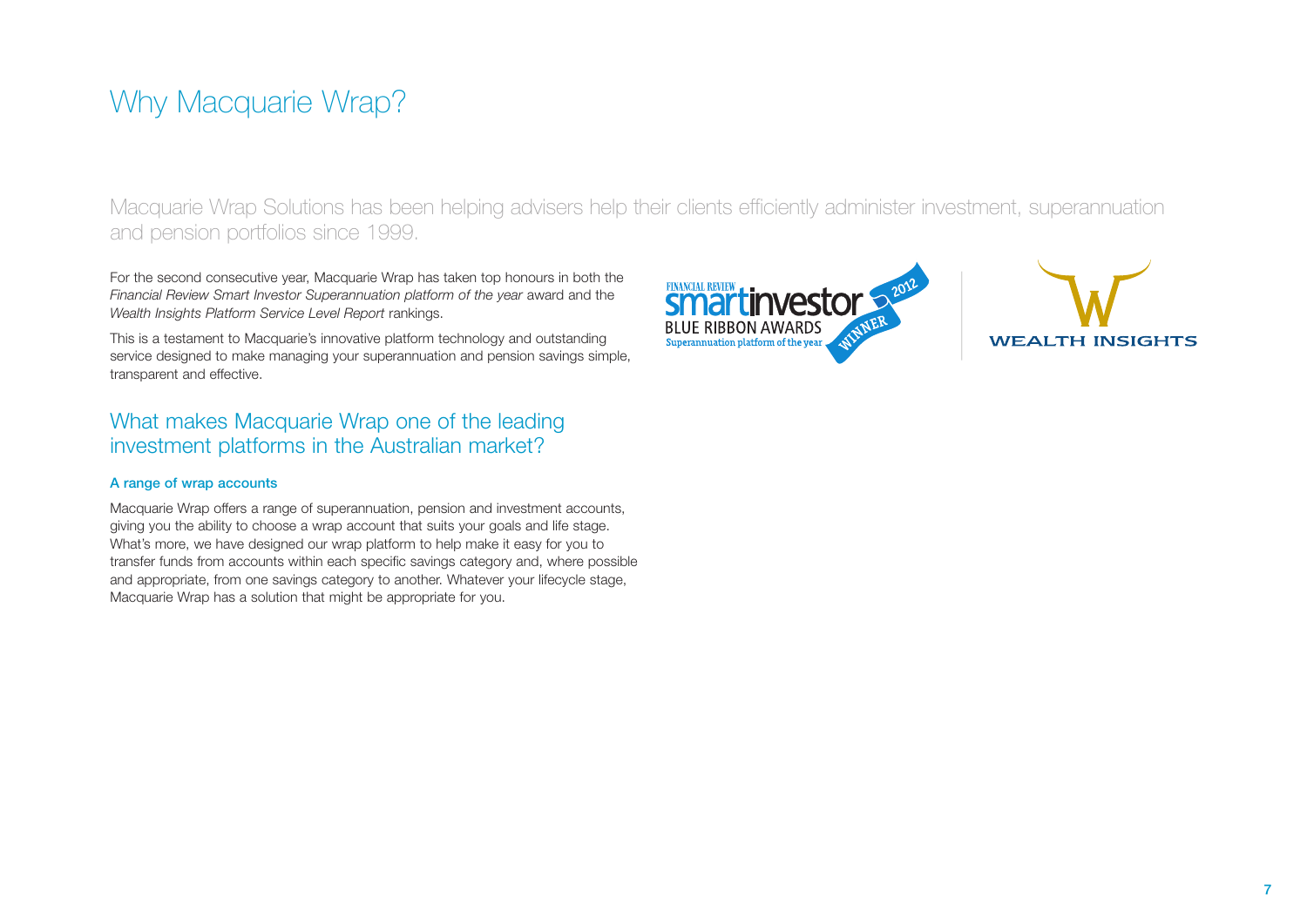# Why Macquarie Wrap?

Macquarie Wrap Solutions has been helping advisers help their clients efficiently administer investment, superannuation and pension portfolios since 1999.

For the second consecutive year, Macquarie Wrap has taken top honours in both the *Financial Review Smart Investor Superannuation platform of the year* award and the *Wealth Insights Platform Service Level Report* rankings.

This is a testament to Macquarie's innovative platform technology and outstanding service designed to make managing your superannuation and pension savings simple, transparent and effective.

## What makes Macquarie Wrap one of the leading investment platforms in the Australian market?

### A range of wrap accounts

Macquarie Wrap offers a range of superannuation, pension and investment accounts, giving you the ability to choose a wrap account that suits your goals and life stage. What's more, we have designed our wrap platform to help make it easy for you to transfer funds from accounts within each specific savings category and, where possible and appropriate, from one savings category to another. Whatever your lifecycle stage, Macquarie Wrap has a solution that might be appropriate for you.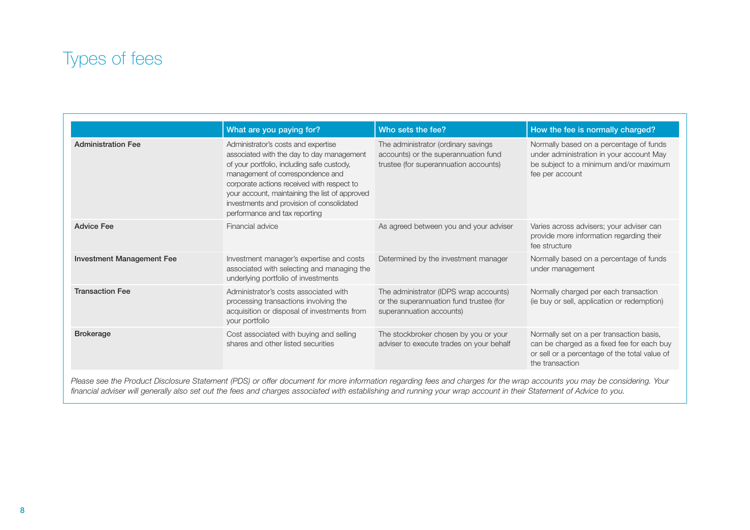# Types of fees

| | What are you paying for? | Who sets the fee? | How the fee is normally charged? |
|---|---|---|---|
| **Administration Fee** | Administrator's costs and expertise associated with the day to day management of your portfolio, including safe custody, management of correspondence and corporate actions received with respect to your account, maintaining the list of approved investments and provision of consolidated performance and tax reporting | The administrator (ordinary savings accounts) or the superannuation fund trustee (for superannuation accounts) | Normally based on a percentage of funds under administration in your account May be subject to a minimum and/or maximum fee per account |
| **Advice Fee** | Financial advice | As agreed between you and your adviser | Varies across advisers; your adviser can provide more information regarding their fee structure |
| **Investment Management Fee** | Investment manager's expertise and costs associated with selecting and managing the underlying portfolio of investments | Determined by the investment manager | Normally based on a percentage of funds under management |
| **Transaction Fee** | Administrator's costs associated with processing transactions involving the acquisition or disposal of investments from your portfolio | The administrator (IDPS wrap accounts) or the superannuation fund trustee (for superannuation accounts) | Normally charged per each transaction (ie buy or sell, application or redemption) |
| **Brokerage** | Cost associated with buying and selling shares and other listed securities | The stockbroker chosen by you or your adviser to execute trades on your behalf | Normally set on a per transaction basis, can be charged as a fixed fee for each buy or sell or a percentage of the total value of the transaction |

*Please see the Product Disclosure Statement (PDS) or offer document for more information regarding fees and charges for the wrap accounts you may be considering. Your financial adviser will generally also set out the fees and charges associated with establishing and running your wrap account in their Statement of Advice to you.*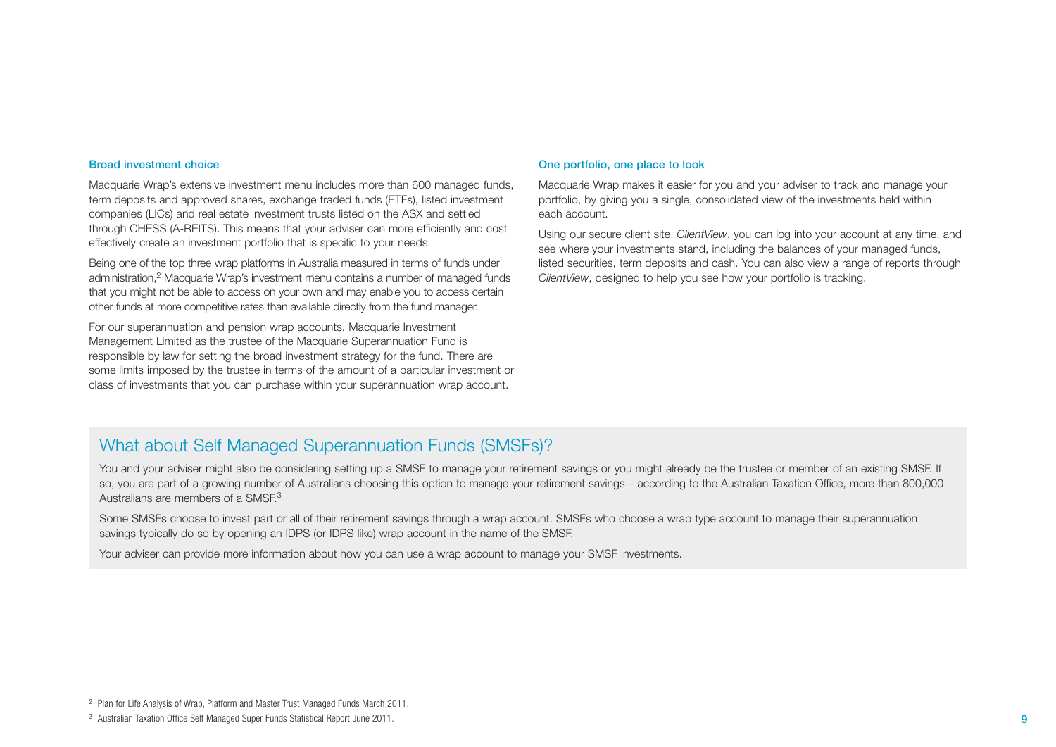### Broad investment choice

Macquarie Wrap's extensive investment menu includes more than 600 managed funds, term deposits and approved shares, exchange traded funds (ETFs), listed investment companies (LICs) and real estate investment trusts listed on the ASX and settled through CHESS (A-REITS). This means that your adviser can more efficiently and cost effectively create an investment portfolio that is specific to your needs.

Being one of the top three wrap platforms in Australia measured in terms of funds under administration,[2] Macquarie Wrap's investment menu contains a number of managed funds that you might not be able to access on your own and may enable you to access certain other funds at more competitive rates than available directly from the fund manager.

For our superannuation and pension wrap accounts, Macquarie Investment Management Limited as the trustee of the Macquarie Superannuation Fund is responsible by law for setting the broad investment strategy for the fund. There are some limits imposed by the trustee in terms of the amount of a particular investment or class of investments that you can purchase within your superannuation wrap account.

### One portfolio, one place to look

Macquarie Wrap makes it easier for you and your adviser to track and manage your portfolio, by giving you a single, consolidated view of the investments held within each account.

Using our secure client site, *ClientView*, you can log into your account at any time, and see where your investments stand, including the balances of your managed funds, listed securities, term deposits and cash. You can also view a range of reports through *ClientView*, designed to help you see how your portfolio is tracking.

## What about Self Managed Superannuation Funds (SMSFs)?

You and your adviser might also be considering setting up a SMSF to manage your retirement savings or you might already be the trustee or member of an existing SMSF. If so, you are part of a growing number of Australians choosing this option to manage your retirement savings – according to the Australian Taxation Office, more than 800,000 Australians are members of a SMSF.[3]

Some SMSFs choose to invest part or all of their retirement savings through a wrap account. SMSFs who choose a wrap type account to manage their superannuation savings typically do so by opening an IDPS (or IDPS like) wrap account in the name of the SMSF.

Your adviser can provide more information about how you can use a wrap account to manage your SMSF investments.

[2] Plan for Life Analysis of Wrap, Platform and Master Trust Managed Funds March 2011.

[3] Australian Taxation Office Self Managed Super Funds Statistical Report June 2011.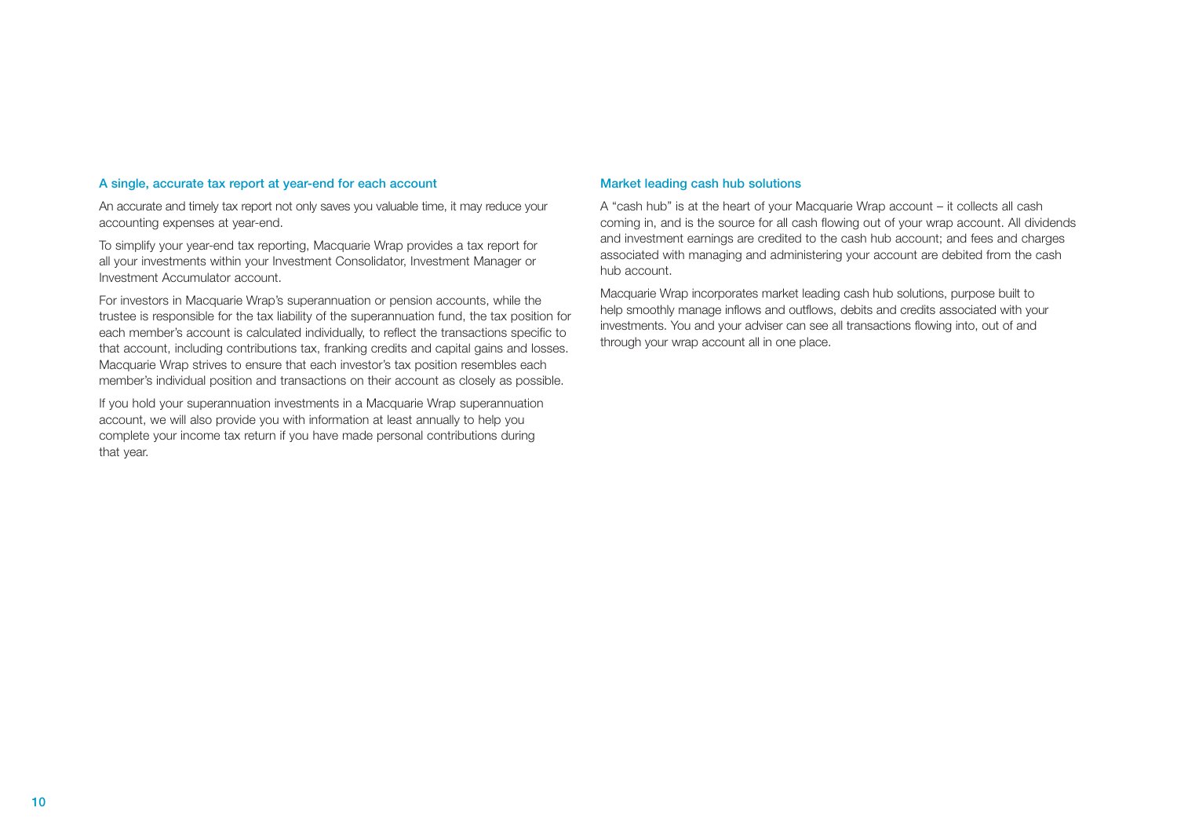## A single, accurate tax report at year-end for each account

An accurate and timely tax report not only saves you valuable time, it may reduce your accounting expenses at year-end.

To simplify your year-end tax reporting, Macquarie Wrap provides a tax report for all your investments within your Investment Consolidator, Investment Manager or Investment Accumulator account.

For investors in Macquarie Wrap's superannuation or pension accounts, while the trustee is responsible for the tax liability of the superannuation fund, the tax position for each member's account is calculated individually, to reflect the transactions specific to that account, including contributions tax, franking credits and capital gains and losses. Macquarie Wrap strives to ensure that each investor's tax position resembles each member's individual position and transactions on their account as closely as possible.

If you hold your superannuation investments in a Macquarie Wrap superannuation account, we will also provide you with information at least annually to help you complete your income tax return if you have made personal contributions during that year.

## Market leading cash hub solutions

A "cash hub" is at the heart of your Macquarie Wrap account – it collects all cash coming in, and is the source for all cash flowing out of your wrap account. All dividends and investment earnings are credited to the cash hub account; and fees and charges associated with managing and administering your account are debited from the cash hub account.

Macquarie Wrap incorporates market leading cash hub solutions, purpose built to help smoothly manage inflows and outflows, debits and credits associated with your investments. You and your adviser can see all transactions flowing into, out of and through your wrap account all in one place.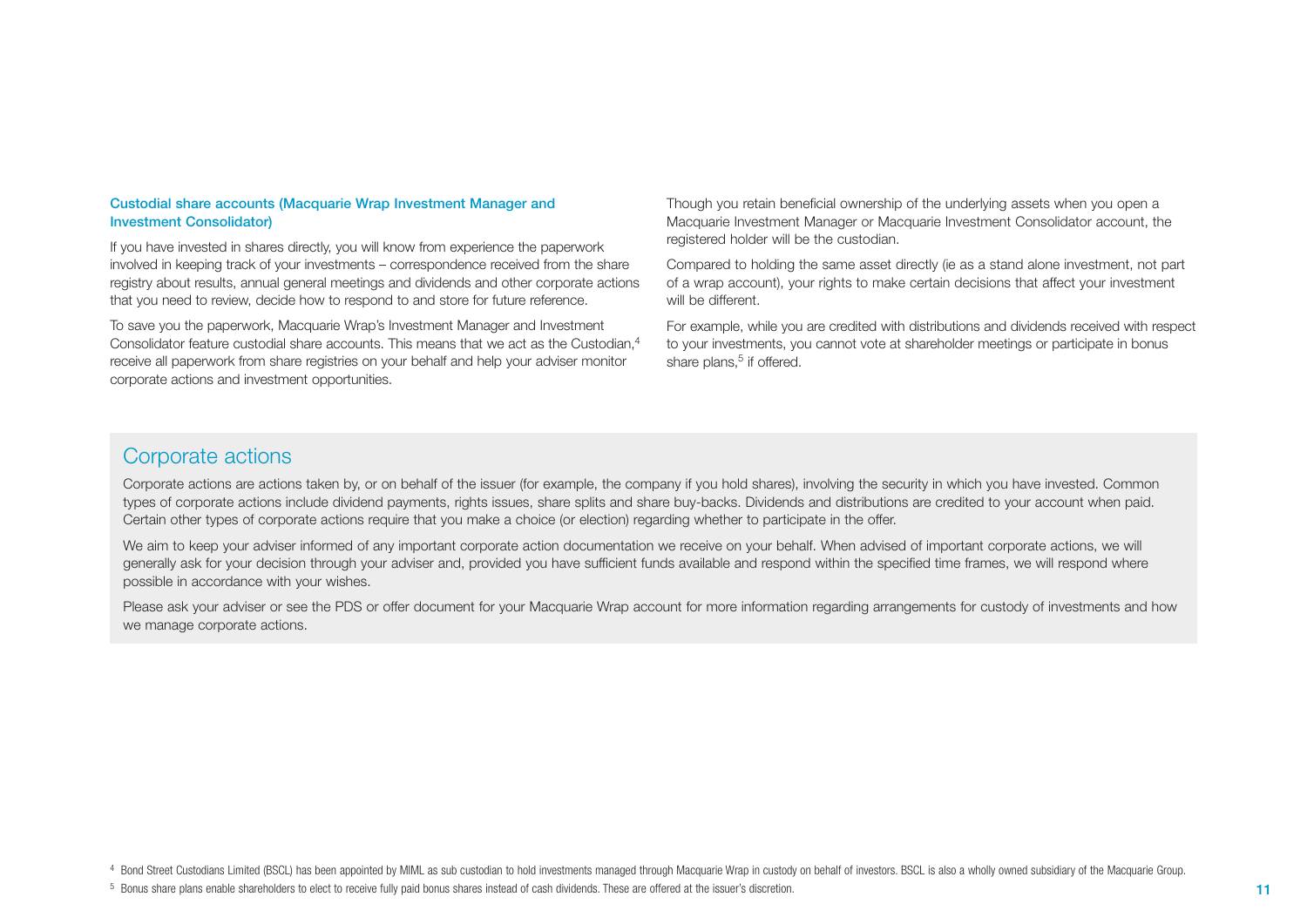### Custodial share accounts (Macquarie Wrap Investment Manager and Investment Consolidator)

If you have invested in shares directly, you will know from experience the paperwork involved in keeping track of your investments – correspondence received from the share registry about results, annual general meetings and dividends and other corporate actions that you need to review, decide how to respond to and store for future reference.

To save you the paperwork, Macquarie Wrap's Investment Manager and Investment Consolidator feature custodial share accounts. This means that we act as the Custodian,[4] receive all paperwork from share registries on your behalf and help your adviser monitor corporate actions and investment opportunities.

Though you retain beneficial ownership of the underlying assets when you open a Macquarie Investment Manager or Macquarie Investment Consolidator account, the registered holder will be the custodian.

Compared to holding the same asset directly (ie as a stand alone investment, not part of a wrap account), your rights to make certain decisions that affect your investment will be different.

For example, while you are credited with distributions and dividends received with respect to your investments, you cannot vote at shareholder meetings or participate in bonus share plans,[5] if offered.

## Corporate actions

Corporate actions are actions taken by, or on behalf of the issuer (for example, the company if you hold shares), involving the security in which you have invested. Common types of corporate actions include dividend payments, rights issues, share splits and share buy-backs. Dividends and distributions are credited to your account when paid. Certain other types of corporate actions require that you make a choice (or election) regarding whether to participate in the offer.

We aim to keep your adviser informed of any important corporate action documentation we receive on your behalf. When advised of important corporate actions, we will generally ask for your decision through your adviser and, provided you have sufficient funds available and respond within the specified time frames, we will respond where possible in accordance with your wishes.

Please ask your adviser or see the PDS or offer document for your Macquarie Wrap account for more information regarding arrangements for custody of investments and how we manage corporate actions.

[4] Bond Street Custodians Limited (BSCL) has been appointed by MIML as sub custodian to hold investments managed through Macquarie Wrap in custody on behalf of investors. BSCL is also a wholly owned subsidiary of the Macquarie Group.

[5] Bonus share plans enable shareholders to elect to receive fully paid bonus shares instead of cash dividends. These are offered at the issuer's discretion.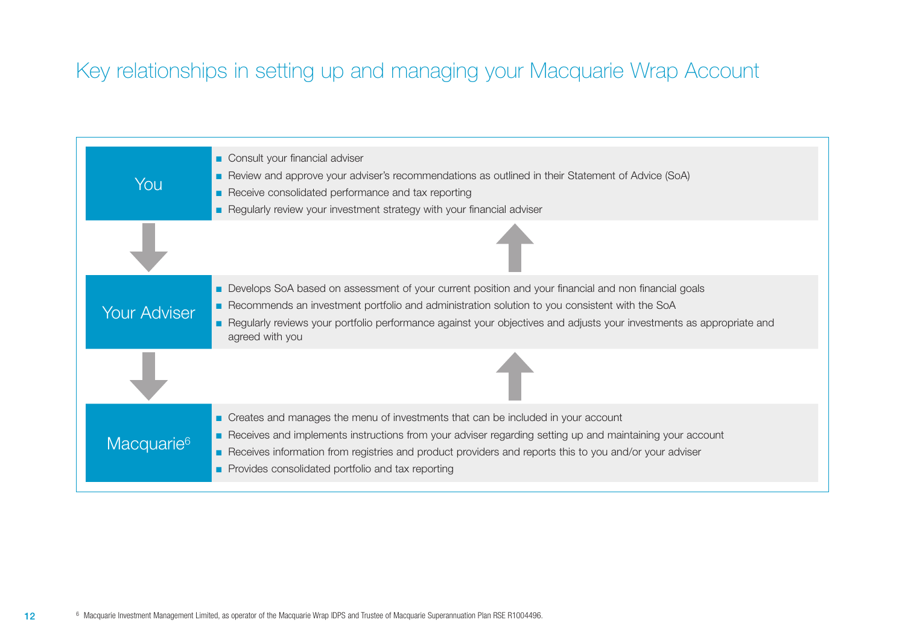# Key relationships in setting up and managing your Macquarie Wrap Account

## You

- Consult your financial adviser
- Review and approve your adviser's recommendations as outlined in their Statement of Advice (SoA)
- Receive consolidated performance and tax reporting
- Regularly review your investment strategy with your financial adviser

## Your Adviser

- Develops SoA based on assessment of your current position and your financial and non financial goals
- Recommends an investment portfolio and administration solution to you consistent with the SoA
- Regularly reviews your portfolio performance against your objectives and adjusts your investments as appropriate and agreed with you

## Macquarie[6]

- Creates and manages the menu of investments that can be included in your account
- Receives and implements instructions from your adviser regarding setting up and maintaining your account
- Receives information from registries and product providers and reports this to you and/or your adviser
- Provides consolidated portfolio and tax reporting

[6] Macquarie Investment Management Limited, as operator of the Macquarie Wrap IDPS and Trustee of Macquarie Superannuation Plan RSE R1004496.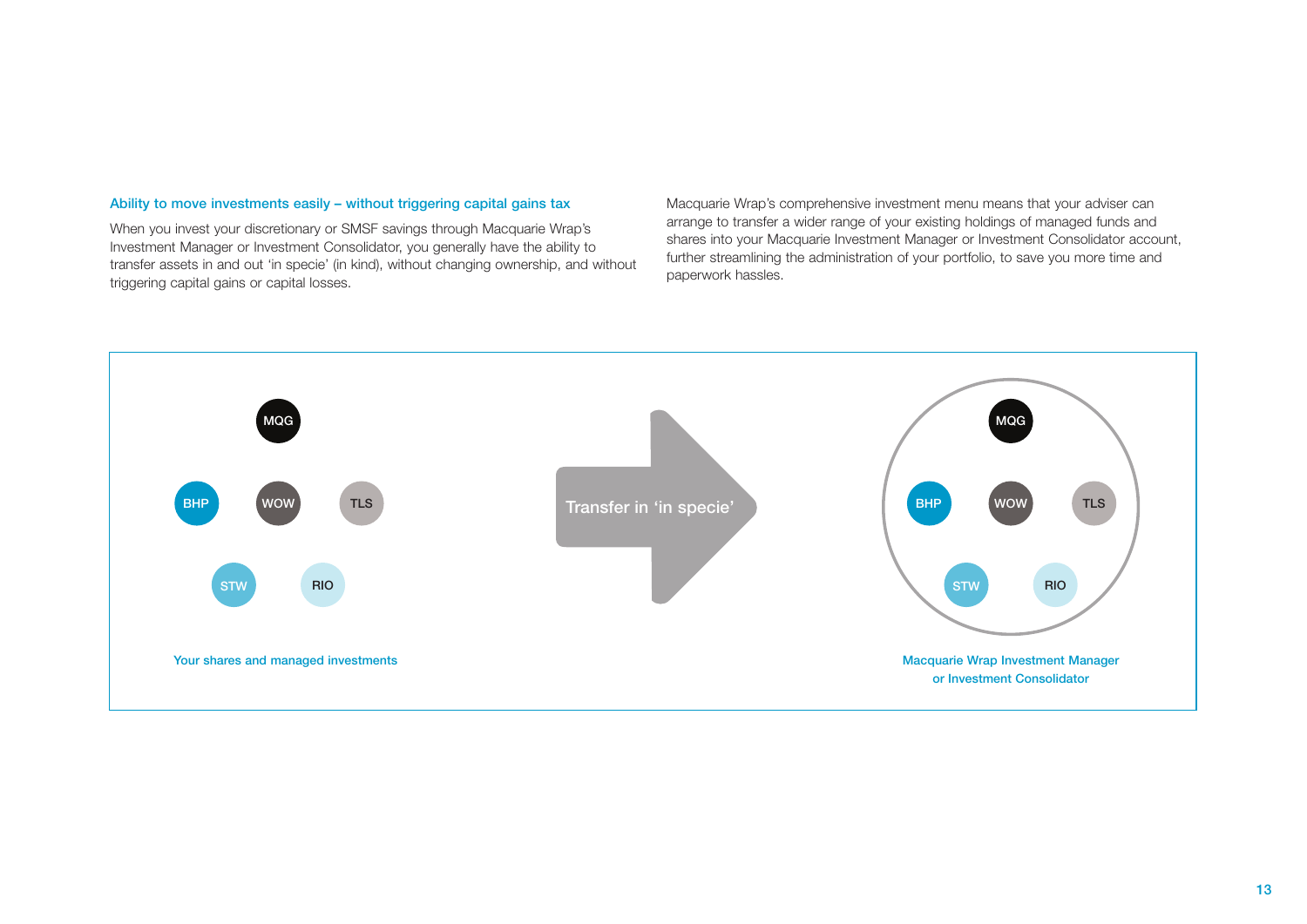### Ability to move investments easily – without triggering capital gains tax

When you invest your discretionary or SMSF savings through Macquarie Wrap's Investment Manager or Investment Consolidator, you generally have the ability to transfer assets in and out 'in specie' (in kind), without changing ownership, and without triggering capital gains or capital losses.

Macquarie Wrap's comprehensive investment menu means that your adviser can arrange to transfer a wider range of your existing holdings of managed funds and shares into your Macquarie Investment Manager or Investment Consolidator account, further streamlining the administration of your portfolio, to save you more time and paperwork hassles.

MQG

BHP WOW TLS

STW RIO

Your shares and managed investments

Transfer in 'in specie'

MQG

BHP WOW TLS

STW RIO

Macquarie Wrap Investment Manager or Investment Consolidator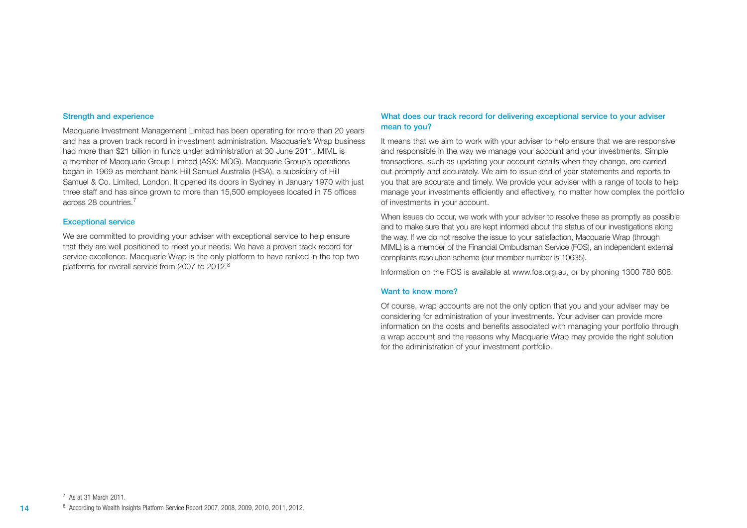## Strength and experience

Macquarie Investment Management Limited has been operating for more than 20 years and has a proven track record in investment administration. Macquarie's Wrap business had more than $21 billion in funds under administration at 30 June 2011. MIML is a member of Macquarie Group Limited (ASX: MQG). Macquarie Group's operations began in 1969 as merchant bank Hill Samuel Australia (HSA), a subsidiary of Hill Samuel & Co. Limited, London. It opened its doors in Sydney in January 1970 with just three staff and has since grown to more than 15,500 employees located in 75 offices across 28 countries.[7]

## Exceptional service

We are committed to providing your adviser with exceptional service to help ensure that they are well positioned to meet your needs. We have a proven track record for service excellence. Macquarie Wrap is the only platform to have ranked in the top two platforms for overall service from 2007 to 2012.[8]

## What does our track record for delivering exceptional service to your adviser mean to you?

It means that we aim to work with your adviser to help ensure that we are responsive and responsible in the way we manage your account and your investments. Simple transactions, such as updating your account details when they change, are carried out promptly and accurately. We aim to issue end of year statements and reports to you that are accurate and timely. We provide your adviser with a range of tools to help manage your investments efficiently and effectively, no matter how complex the portfolio of investments in your account.

When issues do occur, we work with your adviser to resolve these as promptly as possible and to make sure that you are kept informed about the status of our investigations along the way. If we do not resolve the issue to your satisfaction, Macquarie Wrap (through MIML) is a member of the Financial Ombudsman Service (FOS), an independent external complaints resolution scheme (our member number is 10635).

Information on the FOS is available at www.fos.org.au, or by phoning 1300 780 808.

## Want to know more?

Of course, wrap accounts are not the only option that you and your adviser may be considering for administration of your investments. Your adviser can provide more information on the costs and benefits associated with managing your portfolio through a wrap account and the reasons why Macquarie Wrap may provide the right solution for the administration of your investment portfolio.

[7] As at 31 March 2011.

[8] According to Wealth Insights Platform Service Report 2007, 2008, 2009, 2010, 2011, 2012.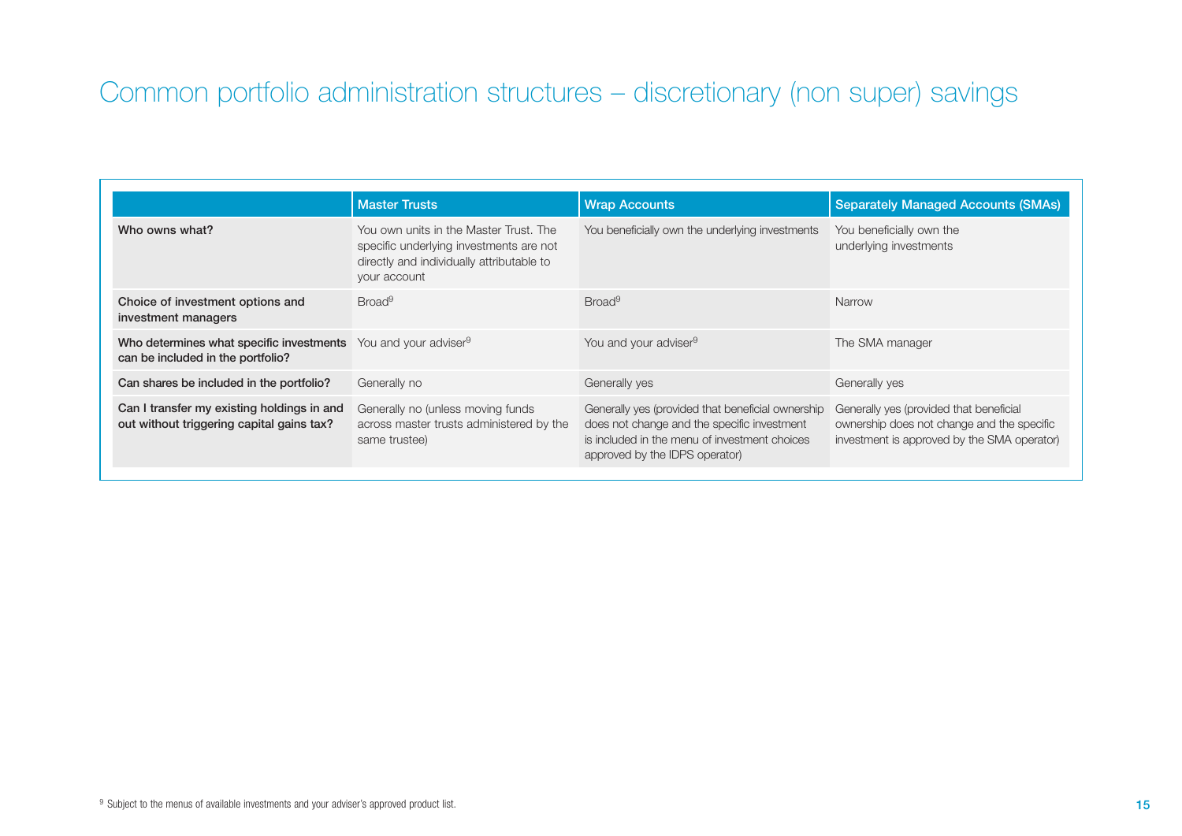# Common portfolio administration structures – discretionary (non super) savings

| | Master Trusts | Wrap Accounts | Separately Managed Accounts (SMAs) |
|---|---|---|---|
| **Who owns what?** | You own units in the Master Trust. The specific underlying investments are not directly and individually attributable to your account | You beneficially own the underlying investments | You beneficially own the underlying investments |
| **Choice of investment options and investment managers** | Broad[9] | Broad[9] | Narrow |
| **Who determines what specific investments can be included in the portfolio?** | You and your adviser[9] | You and your adviser[9] | The SMA manager |
| **Can shares be included in the portfolio?** | Generally no | Generally yes | Generally yes |
| **Can I transfer my existing holdings in and out without triggering capital gains tax?** | Generally no (unless moving funds across master trusts administered by the same trustee) | Generally yes (provided that beneficial ownership does not change and the specific investment is included in the menu of investment choices approved by the IDPS operator) | Generally yes (provided that beneficial ownership does not change and the specific investment is approved by the SMA operator) |

[9] Subject to the menus of available investments and your adviser's approved product list.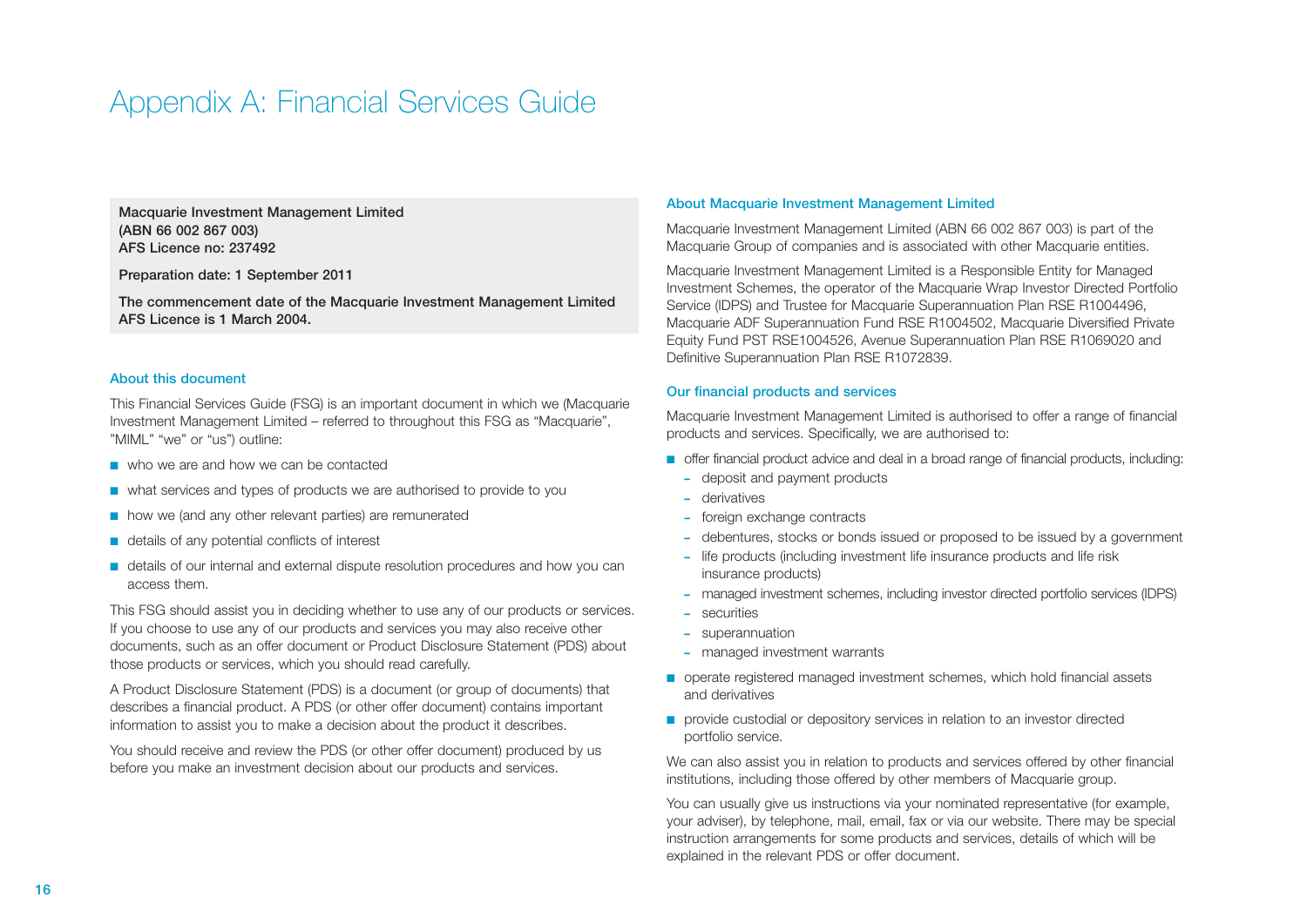# Appendix A: Financial Services Guide

**Macquarie Investment Management Limited**
**(ABN 66 002 867 003)**
**AFS Licence no: 237492**

**Preparation date: 1 September 2011**

**The commencement date of the Macquarie Investment Management Limited AFS Licence is 1 March 2004.**

### About this document

This Financial Services Guide (FSG) is an important document in which we (Macquarie Investment Management Limited – referred to throughout this FSG as "Macquarie", "MIML" "we" or "us") outline:

- who we are and how we can be contacted
- what services and types of products we are authorised to provide to you
- how we (and any other relevant parties) are remunerated
- details of any potential conflicts of interest
- details of our internal and external dispute resolution procedures and how you can access them.

This FSG should assist you in deciding whether to use any of our products or services. If you choose to use any of our products and services you may also receive other documents, such as an offer document or Product Disclosure Statement (PDS) about those products or services, which you should read carefully.

A Product Disclosure Statement (PDS) is a document (or group of documents) that describes a financial product. A PDS (or other offer document) contains important information to assist you to make a decision about the product it describes.

You should receive and review the PDS (or other offer document) produced by us before you make an investment decision about our products and services.

### About Macquarie Investment Management Limited

Macquarie Investment Management Limited (ABN 66 002 867 003) is part of the Macquarie Group of companies and is associated with other Macquarie entities.

Macquarie Investment Management Limited is a Responsible Entity for Managed Investment Schemes, the operator of the Macquarie Wrap Investor Directed Portfolio Service (IDPS) and Trustee for Macquarie Superannuation Plan RSE R1004496, Macquarie ADF Superannuation Fund RSE R1004502, Macquarie Diversified Private Equity Fund PST RSE1004526, Avenue Superannuation Plan RSE R1069020 and Definitive Superannuation Plan RSE R1072839.

### Our financial products and services

Macquarie Investment Management Limited is authorised to offer a range of financial products and services. Specifically, we are authorised to:

- offer financial product advice and deal in a broad range of financial products, including:
  - deposit and payment products
  - derivatives
  - foreign exchange contracts
  - debentures, stocks or bonds issued or proposed to be issued by a government
  - life products (including investment life insurance products and life risk insurance products)
  - managed investment schemes, including investor directed portfolio services (IDPS)
  - securities
  - superannuation
  - managed investment warrants
- operate registered managed investment schemes, which hold financial assets and derivatives
- provide custodial or depository services in relation to an investor directed portfolio service.

We can also assist you in relation to products and services offered by other financial institutions, including those offered by other members of Macquarie group.

You can usually give us instructions via your nominated representative (for example, your adviser), by telephone, mail, email, fax or via our website. There may be special instruction arrangements for some products and services, details of which will be explained in the relevant PDS or offer document.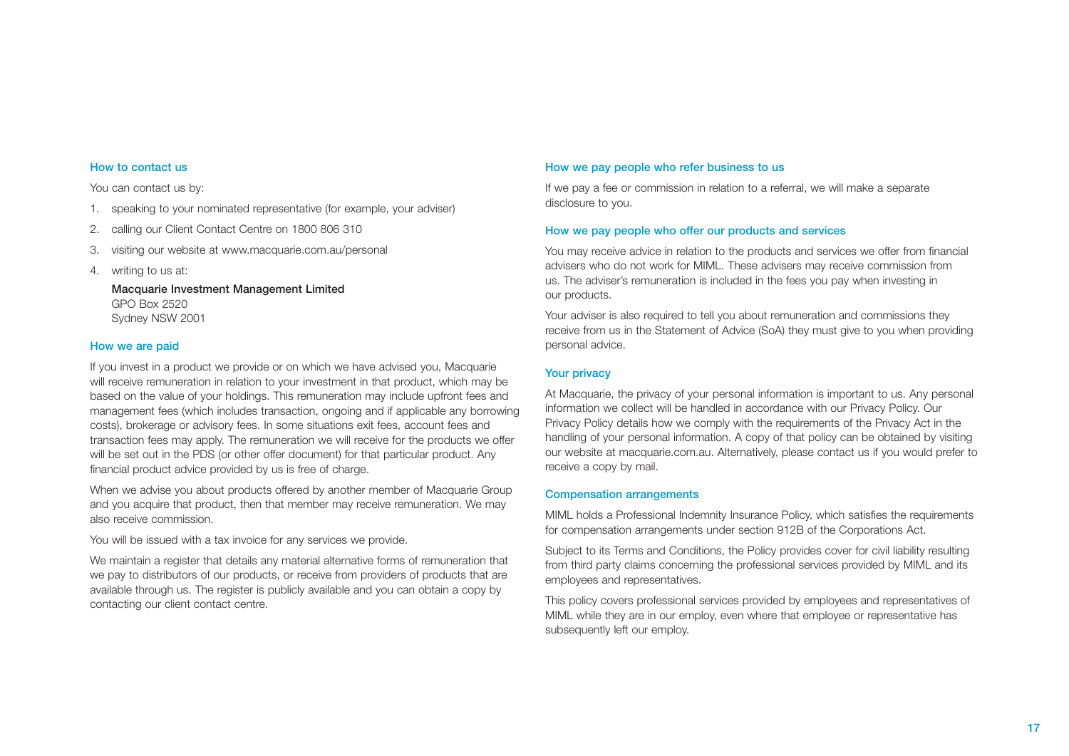## How to contact us

You can contact us by:

1. speaking to your nominated representative (for example, your adviser)
2. calling our Client Contact Centre on 1800 806 310
3. visiting our website at www.macquarie.com.au/personal
4. writing to us at:

   **Macquarie Investment Management Limited**
   GPO Box 2520
   Sydney NSW 2001

## How we are paid

If you invest in a product we provide or on which we have advised you, Macquarie will receive remuneration in relation to your investment in that product, which may be based on the value of your holdings. This remuneration may include upfront fees and management fees (which includes transaction, ongoing and if applicable any borrowing costs), brokerage or advisory fees. In some situations exit fees, account fees and transaction fees may apply. The remuneration we will receive for the products we offer will be set out in the PDS (or other offer document) for that particular product. Any financial product advice provided by us is free of charge.

When we advise you about products offered by another member of Macquarie Group and you acquire that product, then that member may receive remuneration. We may also receive commission.

You will be issued with a tax invoice for any services we provide.

We maintain a register that details any material alternative forms of remuneration that we pay to distributors of our products, or receive from providers of products that are available through us. The register is publicly available and you can obtain a copy by contacting our client contact centre.

## How we pay people who refer business to us

If we pay a fee or commission in relation to a referral, we will make a separate disclosure to you.

## How we pay people who offer our products and services

You may receive advice in relation to the products and services we offer from financial advisers who do not work for MIML. These advisers may receive commission from us. The adviser's remuneration is included in the fees you pay when investing in our products.

Your adviser is also required to tell you about remuneration and commissions they receive from us in the Statement of Advice (SoA) they must give to you when providing personal advice.

## Your privacy

At Macquarie, the privacy of your personal information is important to us. Any personal information we collect will be handled in accordance with our Privacy Policy. Our Privacy Policy details how we comply with the requirements of the Privacy Act in the handling of your personal information. A copy of that policy can be obtained by visiting our website at macquarie.com.au. Alternatively, please contact us if you would prefer to receive a copy by mail.

## Compensation arrangements

MIML holds a Professional Indemnity Insurance Policy, which satisfies the requirements for compensation arrangements under section 912B of the Corporations Act.

Subject to its Terms and Conditions, the Policy provides cover for civil liability resulting from third party claims concerning the professional services provided by MIML and its employees and representatives.

This policy covers professional services provided by employees and representatives of MIML while they are in our employ, even where that employee or representative has subsequently left our employ.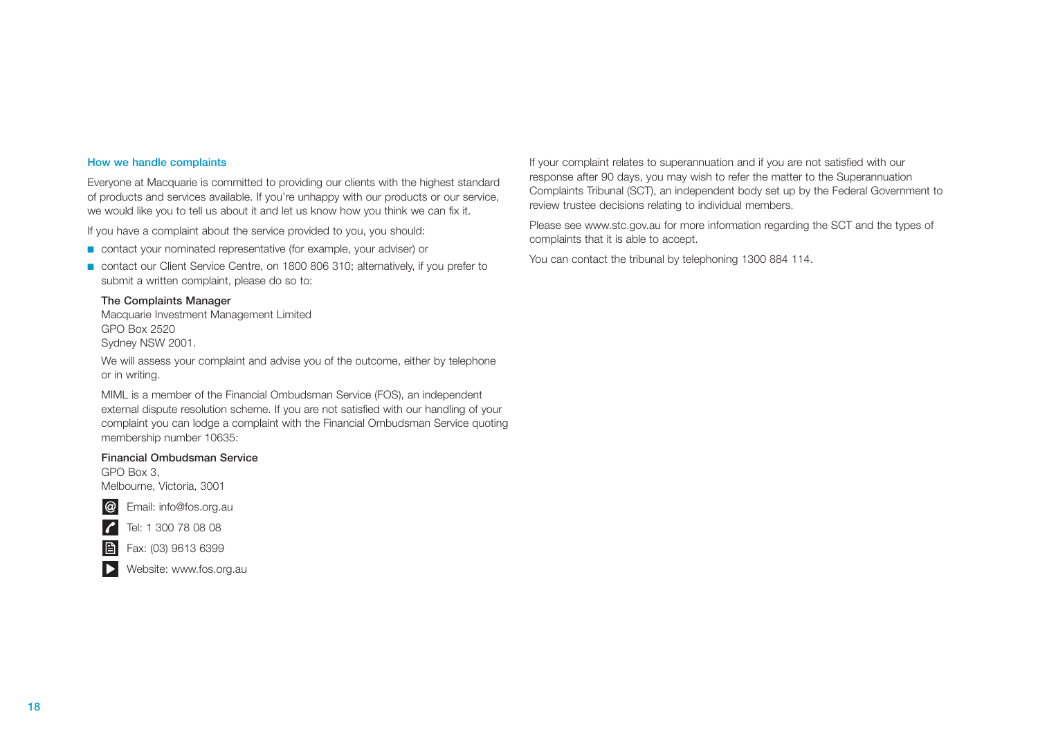## How we handle complaints

Everyone at Macquarie is committed to providing our clients with the highest standard of products and services available. If you're unhappy with our products or our service, we would like you to tell us about it and let us know how you think we can fix it.

If you have a complaint about the service provided to you, you should:

- contact your nominated representative (for example, your adviser) or
- contact our Client Service Centre, on 1800 806 310; alternatively, if you prefer to submit a written complaint, please do so to:

  **The Complaints Manager**
  Macquarie Investment Management Limited
  GPO Box 2520
  Sydney NSW 2001.

  We will assess your complaint and advise you of the outcome, either by telephone or in writing.

  MIML is a member of the Financial Ombudsman Service (FOS), an independent external dispute resolution scheme. If you are not satisfied with our handling of your complaint you can lodge a complaint with the Financial Ombudsman Service quoting membership number 10635:

  **Financial Ombudsman Service**
  GPO Box 3,
  Melbourne, Victoria, 3001

  Email: info@fos.org.au

  Tel: 1 300 78 08 08

  Fax: (03) 9613 6399

  Website: www.fos.org.au

If your complaint relates to superannuation and if you are not satisfied with our response after 90 days, you may wish to refer the matter to the Superannuation Complaints Tribunal (SCT), an independent body set up by the Federal Government to review trustee decisions relating to individual members.

Please see www.stc.gov.au for more information regarding the SCT and the types of complaints that it is able to accept.

You can contact the tribunal by telephoning 1300 884 114.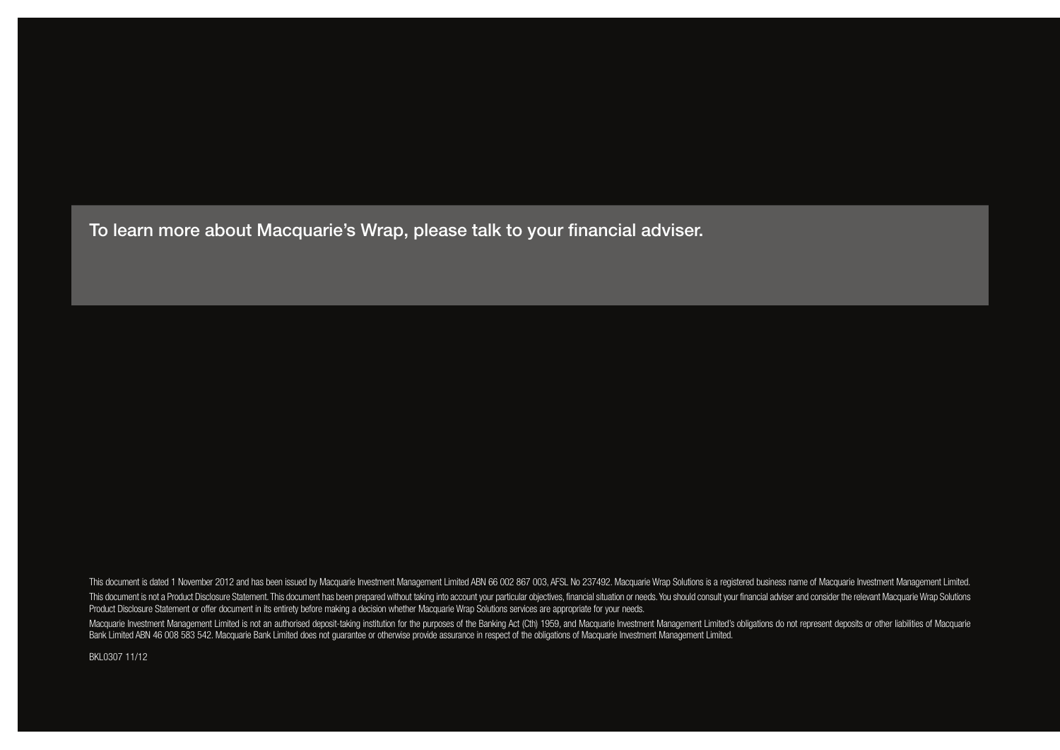**To learn more about Macquarie's Wrap, please talk to your financial adviser.**

This document is dated 1 November 2012 and has been issued by Macquarie Investment Management Limited ABN 66 002 867 003, AFSL No 237492. Macquarie Wrap Solutions is a registered business name of Macquarie Investment Management Limited.

This document is not a Product Disclosure Statement. This document has been prepared without taking into account your particular objectives, financial situation or needs. You should consult your financial adviser and consider the relevant Macquarie Wrap Solutions Product Disclosure Statement or offer document in its entirety before making a decision whether Macquarie Wrap Solutions services are appropriate for your needs.

Macquarie Investment Management Limited is not an authorised deposit-taking institution for the purposes of the Banking Act (Cth) 1959, and Macquarie Investment Management Limited's obligations do not represent deposits or other liabilities of Macquarie Bank Limited ABN 46 008 583 542. Macquarie Bank Limited does not guarantee or otherwise provide assurance in respect of the obligations of Macquarie Investment Management Limited.

BKL0307 11/12